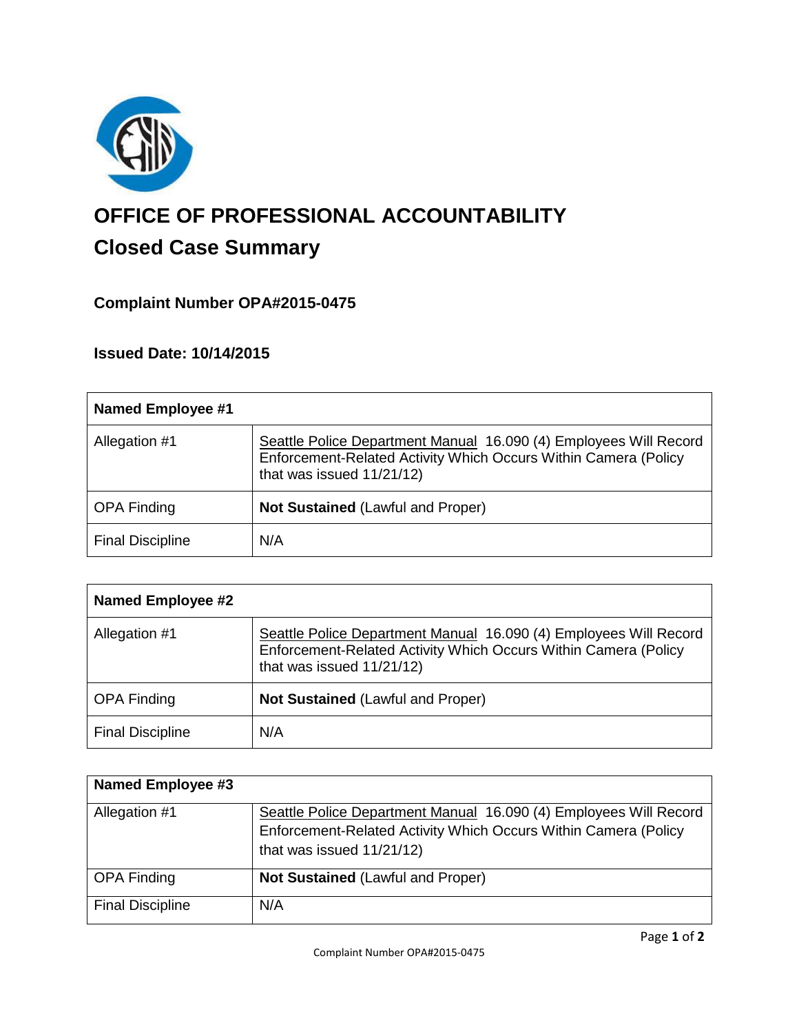# OFFICE OF PROFESSIONAL ACCOUNTABILITY

## Closed Case Summary

### Complaint Number OPA#2015-0475

### Issued Date: 10/14/2015

| **Named Employee #1** | |
|---|---|
| Allegation #1 | Seattle Police Department Manual 16.090 (4) Employees Will Record Enforcement-Related Activity Which Occurs Within Camera (Policy that was issued 11/21/12) |
| OPA Finding | **Not Sustained** (Lawful and Proper) |
| Final Discipline | N/A |

| **Named Employee #2** | |
|---|---|
| Allegation #1 | Seattle Police Department Manual 16.090 (4) Employees Will Record Enforcement-Related Activity Which Occurs Within Camera (Policy that was issued 11/21/12) |
| OPA Finding | **Not Sustained** (Lawful and Proper) |
| Final Discipline | N/A |

| **Named Employee #3** | |
|---|---|
| Allegation #1 | Seattle Police Department Manual 16.090 (4) Employees Will Record Enforcement-Related Activity Which Occurs Within Camera (Policy that was issued 11/21/12) |
| OPA Finding | **Not Sustained** (Lawful and Proper) |
| Final Discipline | N/A |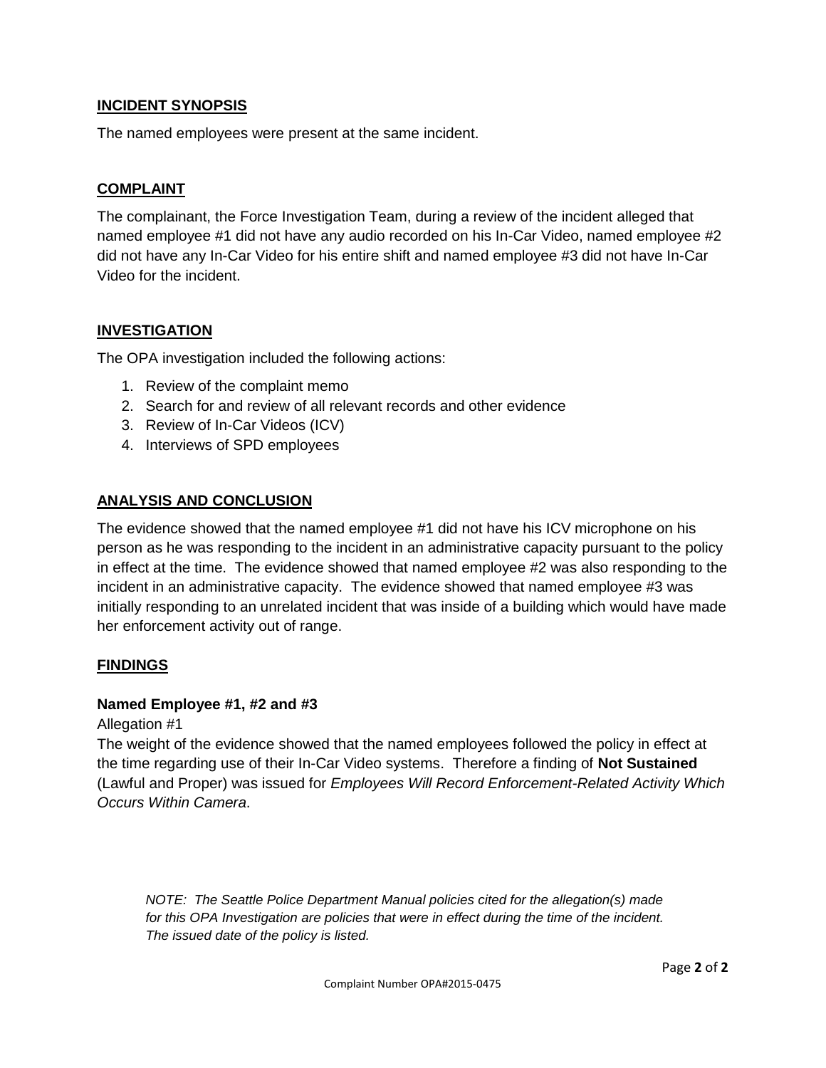## INCIDENT SYNOPSIS

The named employees were present at the same incident.

## COMPLAINT

The complainant, the Force Investigation Team, during a review of the incident alleged that named employee #1 did not have any audio recorded on his In-Car Video, named employee #2 did not have any In-Car Video for his entire shift and named employee #3 did not have In-Car Video for the incident.

## INVESTIGATION

The OPA investigation included the following actions:

1. Review of the complaint memo
2. Search for and review of all relevant records and other evidence
3. Review of In-Car Videos (ICV)
4. Interviews of SPD employees

## ANALYSIS AND CONCLUSION

The evidence showed that the named employee #1 did not have his ICV microphone on his person as he was responding to the incident in an administrative capacity pursuant to the policy in effect at the time. The evidence showed that named employee #2 was also responding to the incident in an administrative capacity. The evidence showed that named employee #3 was initially responding to an unrelated incident that was inside of a building which would have made her enforcement activity out of range.

## FINDINGS

### Named Employee #1, #2 and #3

Allegation #1

The weight of the evidence showed that the named employees followed the policy in effect at the time regarding use of their In-Car Video systems. Therefore a finding of **Not Sustained** (Lawful and Proper) was issued for *Employees Will Record Enforcement-Related Activity Which Occurs Within Camera*.

*NOTE: The Seattle Police Department Manual policies cited for the allegation(s) made for this OPA Investigation are policies that were in effect during the time of the incident. The issued date of the policy is listed.*

Complaint Number OPA#2015-0475